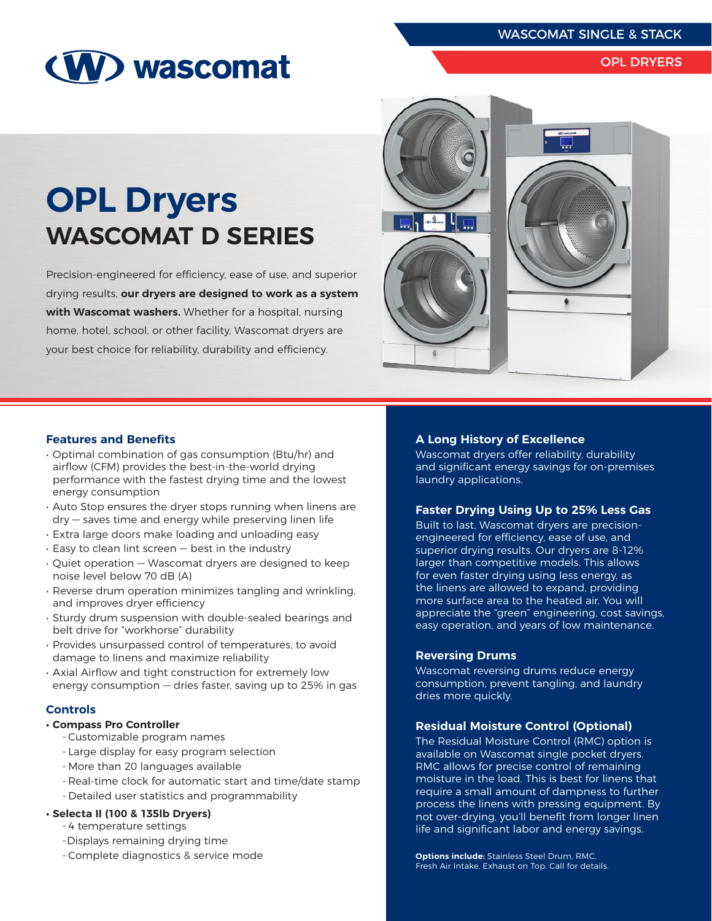WASCOMAT SINGLE & STACK

OPL DRYERS

# OPL Dryers

## WASCOMAT D SERIES

Precision-engineered for efficiency, ease of use, and superior drying results, **our dryers are designed to work as a system with Wascomat washers.** Whether for a hospital, nursing home, hotel, school, or other facility, Wascomat dryers are your best choice for reliability, durability and efficiency.

### Features and Benefits

- Optimal combination of gas consumption (Btu/hr) and airflow (CFM) provides the best-in-the-world drying performance with the fastest drying time and the lowest energy consumption
- Auto Stop ensures the dryer stops running when linens are dry — saves time and energy while preserving linen life
- Extra large doors make loading and unloading easy
- Easy to clean lint screen — best in the industry
- Quiet operation — Wascomat dryers are designed to keep noise level below 70 dB (A)
- Reverse drum operation minimizes tangling and wrinkling, and improves dryer efficiency
- Sturdy drum suspension with double-sealed bearings and belt drive for "workhorse" durability
- Provides unsurpassed control of temperatures, to avoid damage to linens and maximize reliability
- Axial Airflow and tight construction for extremely low energy consumption — dries faster, saving up to 25% in gas

### Controls

- **Compass Pro Controller**
  - Customizable program names
  - Large display for easy program selection
  - More than 20 languages available
  - Real-time clock for automatic start and time/date stamp
  - Detailed user statistics and programmability
- **Selecta II (100 & 135lb Dryers)**
  - 4 temperature settings
  - Displays remaining drying time
  - Complete diagnostics & service mode

### A Long History of Excellence

Wascomat dryers offer reliability, durability and significant energy savings for on-premises laundry applications.

### Faster Drying Using Up to 25% Less Gas

Built to last, Wascomat dryers are precision-engineered for efficiency, ease of use, and superior drying results. Our dryers are 8-12% larger than competitive models. This allows for even faster drying using less energy, as the linens are allowed to expand, providing more surface area to the heated air. You will appreciate the "green" engineering, cost savings, easy operation, and years of low maintenance.

### Reversing Drums

Wascomat reversing drums reduce energy consumption, prevent tangling, and laundry dries more quickly.

### Residual Moisture Control (Optional)

The Residual Moisture Control (RMC) option is available on Wascomat single pocket dryers. RMC allows for precise control of remaining moisture in the load. This is best for linens that require a small amount of dampness to further process the linens with pressing equipment. By not over-drying, you'll benefit from longer linen life and significant labor and energy savings.

**Options include:** Stainless Steel Drum, RMC, Fresh Air Intake, Exhaust on Top. Call for details.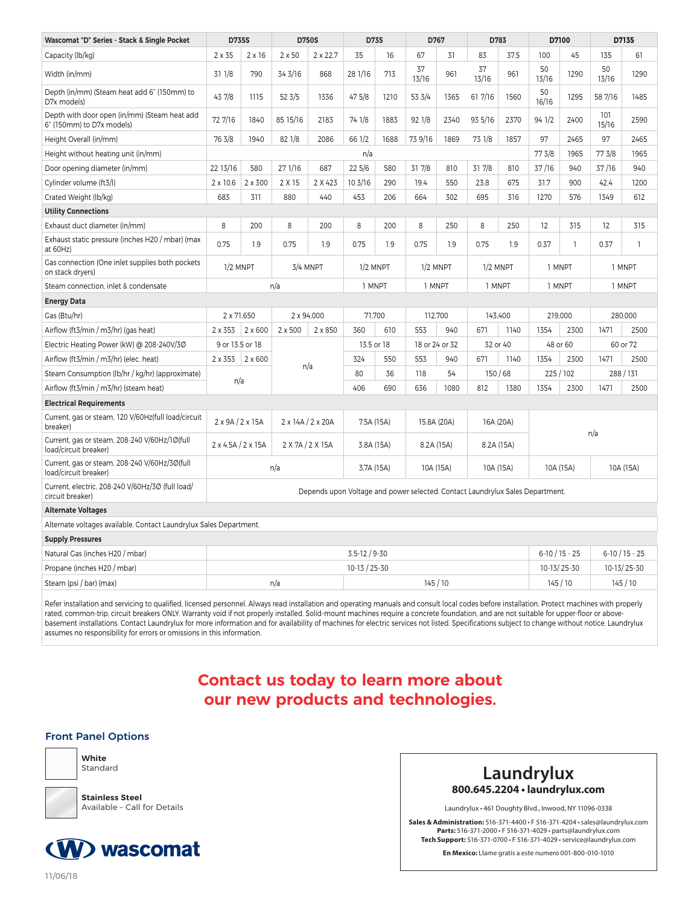| Wascomat "D" Series - Stack & Single Pocket | D735S | | D750S | | D735 | | D767 | | D783 | | D7100 | | D7135 | |
|---|---|---|---|---|---|---|---|---|---|---|---|---|---|---|
| Capacity (lb/kg) | 2 x 35 | 2 x 16 | 2 x 50 | 2 x 22.7 | 35 | 16 | 67 | 31 | 83 | 37.5 | 100 | 45 | 135 | 61 |
| Width (in/mm) | 31 1/8 | 790 | 34 3/16 | 868 | 28 1/16 | 713 | 37 13/16 | 961 | 37 13/16 | 961 | 50 13/16 | 1290 | 50 13/16 | 1290 |
| Depth (in/mm) (Steam heat add 6" (150mm) to D7x models) | 43 7/8 | 1115 | 52 3/5 | 1336 | 47 5/8 | 1210 | 53 3/4 | 1365 | 61 7/16 | 1560 | 50 16/16 | 1295 | 58 7/16 | 1485 |
| Depth with door open (in/mm) (Steam heat add 6" (150mm) to D7x models) | 72 7/16 | 1840 | 85 15/16 | 2183 | 74 1/8 | 1883 | 92 1/8 | 2340 | 93 5/16 | 2370 | 94 1/2 | 2400 | 101 15/16 | 2590 |
| Height Overall (in/mm) | 76 3/8 | 1940 | 82 1/8 | 2086 | 66 1/2 | 1688 | 73 9/16 | 1869 | 73 1/8 | 1857 | 97 | 2465 | 97 | 2465 |
| Height without heating unit (in/mm) | n/a | | | | | | | | | | 77 3/8 | 1965 | 77 3/8 | 1965 |
| Door opening diameter (in/mm) | 22 13/16 | 580 | 27 1/16 | 687 | 22 5/6 | 580 | 31 7/8 | 810 | 31 7/8 | 810 | 37 /16 | 940 | 37 /16 | 940 |
| Cylinder volume (ft3/l) | 2 x 10.6 | 2 x 300 | 2 X 15 | 2 X 423 | 10 3/16 | 290 | 19.4 | 550 | 23.8 | 675 | 31.7 | 900 | 42.4 | 1200 |
| Crated Weight (lb/kg) | 683 | 311 | 880 | 440 | 453 | 206 | 664 | 302 | 695 | 316 | 1270 | 576 | 1349 | 612 |
| **Utility Connections** | | | | | | | | | | | | | | |
| Exhaust duct diameter (in/mm) | 8 | 200 | 8 | 200 | 8 | 200 | 8 | 250 | 8 | 250 | 12 | 315 | 12 | 315 |
| Exhaust static pressure (inches H20 / mbar) (max at 60Hz) | 0.75 | 1.9 | 0.75 | 1.9 | 0.75 | 1.9 | 0.75 | 1.9 | 0.75 | 1.9 | 0.37 | 1 | 0.37 | 1 |
| Gas connection (One inlet supplies both pockets on stack dryers) | 1/2 MNPT | | 3/4 MNPT | | 1/2 MNPT | | 1/2 MNPT | | 1/2 MNPT | | 1 MNPT | | 1 MNPT | |
| Steam connection, inlet & condensate | n/a | | | | 1 MNPT | | 1 MNPT | | 1 MNPT | | 1 MNPT | | 1 MNPT | |
| **Energy Data** | | | | | | | | | | | | | | |
| Gas (Btu/hr) | 2 x 71,650 | | 2 x 94,000 | | 71,700 | | 112,700 | | 143,400 | | 219,000 | | 280,000 | |
| Airflow (ft3/min / m3/hr) (gas heat) | 2 x 353 | 2 x 600 | 2 x 500 | 2 x 850 | 360 | 610 | 553 | 940 | 671 | 1140 | 1354 | 2300 | 1471 | 2500 |
| Electric Heating Power (kW) @ 208-240V/3Ø | 9 or 13.5 or 18 | | n/a | | 13.5 or 18 | | 18 or 24 or 32 | | 32 or 40 | | 48 or 60 | | 60 or 72 | |
| Airflow (ft3/min / m3/hr) (elec. heat) | 2 x 353 | 2 x 600 | | | 324 | 550 | 553 | 940 | 671 | 1140 | 1354 | 2300 | 1471 | 2500 |
| Steam Consumption (lb/hr / kg/hr) (approximate) | n/a | | | | 80 | 36 | 118 | 54 | 150 / 68 | | 225 / 102 | | 288 / 131 | |
| Airflow (ft3/min / m3/hr) (steam heat) | | | | | 406 | 690 | 636 | 1080 | 812 | 1380 | 1354 | 2300 | 1471 | 2500 |
| **Electrical Requirements** | | | | | | | | | | | | | | |
| Current, gas or steam, 120 V/60Hz(full load/circuit breaker) | 2 x 9A / 2 x 15A | | 2 x 14A / 2 x 20A | | 7.5A (15A) | | 15.8A (20A) | | 16A (20A) | | n/a | | | |
| Current, gas or steam, 208-240 V/60Hz/1Ø(full load/circuit breaker) | 2 x 4.5A / 2 x 15A | | 2 X 7A / 2 X 15A | | 3.8A (15A) | | 8.2A (15A) | | 8.2A (15A) | | | | | |
| Current, gas or steam, 208-240 V/60Hz/3Ø(full load/circuit breaker) | n/a | | | | 3.7A (15A) | | 10A (15A) | | 10A (15A) | | 10A (15A) | | 10A (15A) | |
| Current, electric, 208-240 V/60Hz/3Ø (full load/ circuit breaker) | Depends upon Voltage and power selected. Contact Laundrylux Sales Department. | | | | | | | | | | | | | |
| **Alternate Voltages** | | | | | | | | | | | | | | |
| Alternate voltages available. Contact Laundrylux Sales Department. | | | | | | | | | | | | | | |
| **Supply Pressures** | | | | | | | | | | | | | | |
| Natural Gas (inches H20 / mbar) | 3.5-12 / 9-30 | | | | | | | | | | 6-10 / 15 - 25 | | 6-10 / 15 - 25 | |
| Propane (inches H20 / mbar) | 10-13 / 25-30 | | | | | | | | | | 10-13/ 25-30 | | 10-13/ 25-30 | |
| Steam (psi / bar) (max) | n/a | | | | 145 / 10 | | | | | | 145 / 10 | | 145 / 10 | |

Refer installation and servicing to qualified, licensed personnel. Always read installation and operating manuals and consult local codes before installation. Protect machines with properly rated, common-trip, circuit breakers ONLY. Warranty void if not properly installed. Solid-mount machines require a concrete foundation, and are not suitable for upper-floor or above-basement installations. Contact Laundrylux for more information and for availability of machines for electric services not listed. Specifications subject to change without notice. Laundrylux assumes no responsibility for errors or omissions in this information.

## Contact us today to learn more about our new products and technologies.

### Front Panel Options

**White**
Standard

**Stainless Steel**
Available – Call for Details

wascomat

## Laundrylux

**800.645.2204 • laundrylux.com**

Laundrylux • 461 Doughty Blvd., Inwood, NY 11096-0338

**Sales & Administration:** 516-371-4400 • F 516-371-4204 • sales@laundrylux.com
**Parts:** 516-371-2000 • F 516-371-4029 • parts@laundrylux.com
**Tech Support:** 516-371-0700 • F 516-371-4029 • service@laundrylux.com

**En Mexico:** Llame gratis a este numero 001-800-010-1010

11/06/18